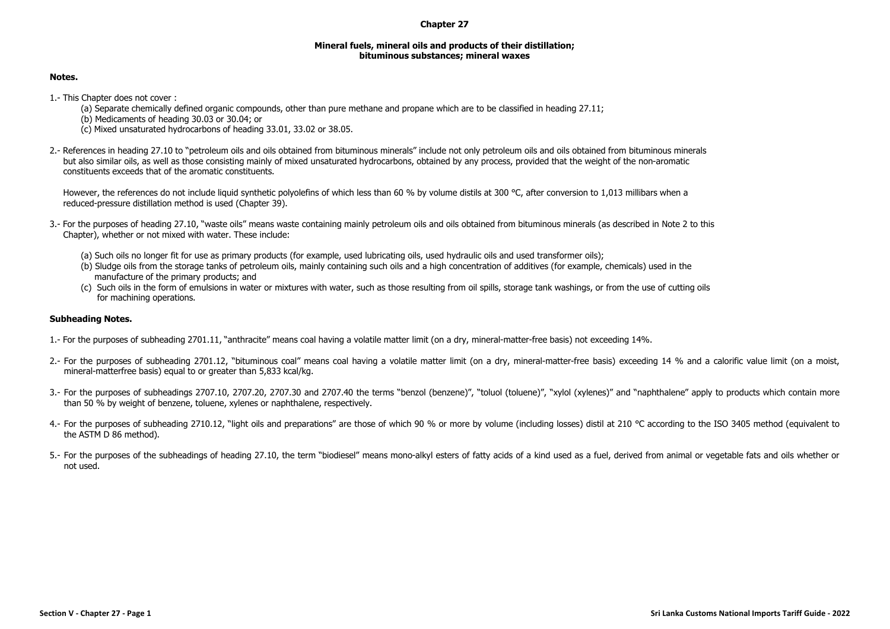# Chapter 27

## Mineral fuels, mineral oils and products of their distillation; bituminous substances; mineral waxes

**Notes.**

1.- This Chapter does not cover :

(a) Separate chemically defined organic compounds, other than pure methane and propane which are to be classified in heading 27.11;

(b) Medicaments of heading 30.03 or 30.04; or

(c) Mixed unsaturated hydrocarbons of heading 33.01, 33.02 or 38.05.

2.- References in heading 27.10 to "petroleum oils and oils obtained from bituminous minerals" include not only petroleum oils and oils obtained from bituminous minerals but also similar oils, as well as those consisting mainly of mixed unsaturated hydrocarbons, obtained by any process, provided that the weight of the non-aromatic constituents exceeds that of the aromatic constituents.

However, the references do not include liquid synthetic polyolefins of which less than 60 % by volume distils at 300 °C, after conversion to 1,013 millibars when a reduced-pressure distillation method is used (Chapter 39).

3.- For the purposes of heading 27.10, "waste oils" means waste containing mainly petroleum oils and oils obtained from bituminous minerals (as described in Note 2 to this Chapter), whether or not mixed with water. These include:

(a) Such oils no longer fit for use as primary products (for example, used lubricating oils, used hydraulic oils and used transformer oils);

(b) Sludge oils from the storage tanks of petroleum oils, mainly containing such oils and a high concentration of additives (for example, chemicals) used in the manufacture of the primary products; and

(c) Such oils in the form of emulsions in water or mixtures with water, such as those resulting from oil spills, storage tank washings, or from the use of cutting oils for machining operations.

**Subheading Notes.**

1.- For the purposes of subheading 2701.11, "anthracite" means coal having a volatile matter limit (on a dry, mineral-matter-free basis) not exceeding 14%.

2.- For the purposes of subheading 2701.12, "bituminous coal" means coal having a volatile matter limit (on a dry, mineral-matter-free basis) exceeding 14 % and a calorific value limit (on a moist, mineral-matterfree basis) equal to or greater than 5,833 kcal/kg.

3.- For the purposes of subheadings 2707.10, 2707.20, 2707.30 and 2707.40 the terms "benzol (benzene)", "toluol (toluene)", "xylol (xylenes)" and "naphthalene" apply to products which contain more than 50 % by weight of benzene, toluene, xylenes or naphthalene, respectively.

4.- For the purposes of subheading 2710.12, "light oils and preparations" are those of which 90 % or more by volume (including losses) distil at 210 °C according to the ISO 3405 method (equivalent to the ASTM D 86 method).

5.- For the purposes of the subheadings of heading 27.10, the term "biodiesel" means mono-alkyl esters of fatty acids of a kind used as a fuel, derived from animal or vegetable fats and oils whether or not used.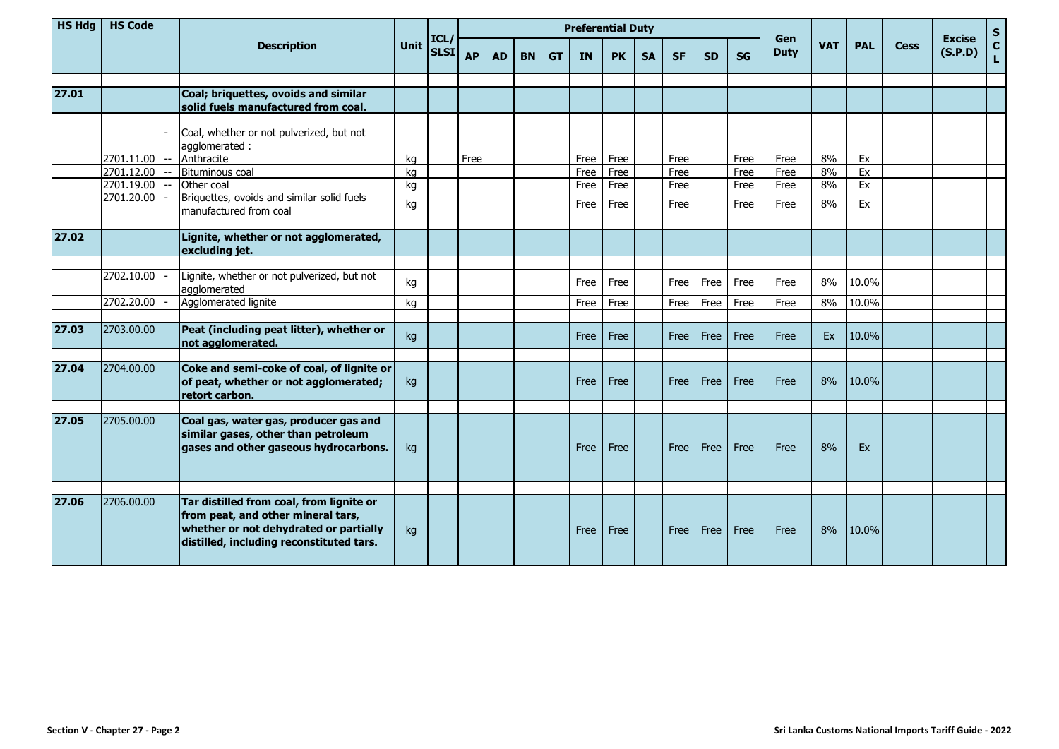| HS Hdg | HS Code | | Description | Unit | ICL/ SLSI | Preferential Duty | | | | | | | | | | Gen Duty | VAT | PAL | Cess | Excise (S.P.D) | S C L |
|---|---|---|---|---|---|---|---|---|---|---|---|---|---|---|---|---|---|---|---|---|---|
| | | | | | | AP | AD | BN | GT | IN | PK | SA | SF | SD | SG | | | | | | |
| **27.01** | | | **Coal; briquettes, ovoids and similar solid fuels manufactured from coal.** | | | | | | | | | | | | | | | | | | |
| | | - | Coal, whether or not pulverized, but not agglomerated : | | | | | | | | | | | | | | | | | | |
| | 2701.11.00 | -- | Anthracite | kg | | Free | | | | Free | Free | | Free | | Free | Free | 8% | Ex | | | |
| | 2701.12.00 | -- | Bituminous coal | kg | | | | | | Free | Free | | Free | | Free | Free | 8% | Ex | | | |
| | 2701.19.00 | -- | Other coal | kg | | | | | | Free | Free | | Free | | Free | Free | 8% | Ex | | | |
| | 2701.20.00 | - | Briquettes, ovoids and similar solid fuels manufactured from coal | kg | | | | | | Free | Free | | Free | | Free | Free | 8% | Ex | | | |
| **27.02** | | | **Lignite, whether or not agglomerated, excluding jet.** | | | | | | | | | | | | | | | | | | |
| | 2702.10.00 | - | Lignite, whether or not pulverized, but not agglomerated | kg | | | | | | Free | Free | | Free | Free | Free | Free | 8% | 10.0% | | | |
| | 2702.20.00 | - | Agglomerated lignite | kg | | | | | | Free | Free | | Free | Free | Free | Free | 8% | 10.0% | | | |
| **27.03** | 2703.00.00 | | **Peat (including peat litter), whether or not agglomerated.** | kg | | | | | | Free | Free | | Free | Free | Free | Free | Ex | 10.0% | | | |
| **27.04** | 2704.00.00 | | **Coke and semi-coke of coal, of lignite or of peat, whether or not agglomerated; retort carbon.** | kg | | | | | | Free | Free | | Free | Free | Free | Free | 8% | 10.0% | | | |
| **27.05** | 2705.00.00 | | **Coal gas, water gas, producer gas and similar gases, other than petroleum gases and other gaseous hydrocarbons.** | kg | | | | | | Free | Free | | Free | Free | Free | Free | 8% | Ex | | | |
| **27.06** | 2706.00.00 | | **Tar distilled from coal, from lignite or from peat, and other mineral tars, whether or not dehydrated or partially distilled, including reconstituted tars.** | kg | | | | | | Free | Free | | Free | Free | Free | Free | 8% | 10.0% | | | |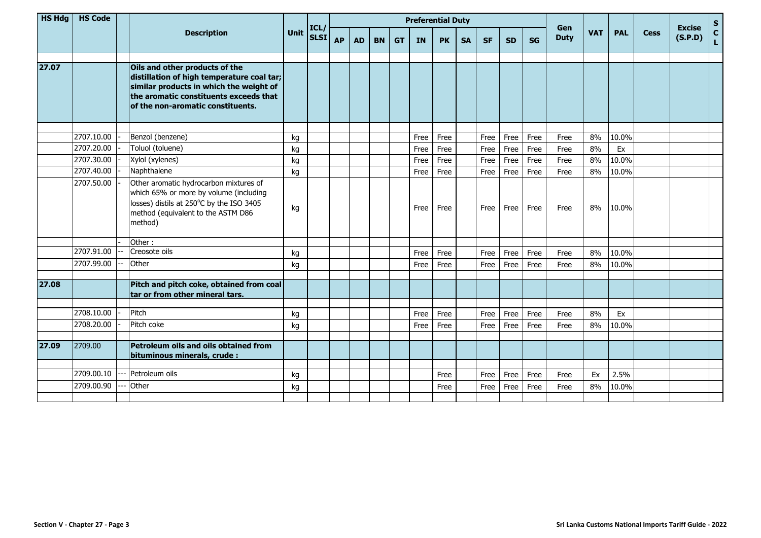| HS Hdg | HS Code | | Description | Unit | ICL/ SLSI | Preferential Duty | | | | | | | | | | Gen Duty | VAT | PAL | Cess | Excise (S.P.D) | S C L |
|---|---|---|---|---|---|---|---|---|---|---|---|---|---|---|---|---|---|---|---|---|---|
| | | | | | | AP | AD | BN | GT | IN | PK | SA | SF | SD | SG | | | | | | |
| **27.07** | | | **Oils and other products of the distillation of high temperature coal tar; similar products in which the weight of the aromatic constituents exceeds that of the non-aromatic constituents.** | | | | | | | | | | | | | | | | | | |
| | 2707.10.00 | - | Benzol (benzene) | kg | | | | | | Free | Free | | Free | Free | Free | Free | 8% | 10.0% | | | |
| | 2707.20.00 | - | Toluol (toluene) | kg | | | | | | Free | Free | | Free | Free | Free | Free | 8% | Ex | | | |
| | 2707.30.00 | - | Xylol (xylenes) | kg | | | | | | Free | Free | | Free | Free | Free | Free | 8% | 10.0% | | | |
| | 2707.40.00 | - | Naphthalene | kg | | | | | | Free | Free | | Free | Free | Free | Free | 8% | 10.0% | | | |
| | 2707.50.00 | - | Other aromatic hydrocarbon mixtures of which 65% or more by volume (including losses) distils at 250°C by the ISO 3405 method (equivalent to the ASTM D86 method) | kg | | | | | | Free | Free | | Free | Free | Free | Free | 8% | 10.0% | | | |
| | | - | Other : | | | | | | | | | | | | | | | | | | |
| | 2707.91.00 | -- | Creosote oils | kg | | | | | | Free | Free | | Free | Free | Free | Free | 8% | 10.0% | | | |
| | 2707.99.00 | -- | Other | kg | | | | | | Free | Free | | Free | Free | Free | Free | 8% | 10.0% | | | |
| **27.08** | | | **Pitch and pitch coke, obtained from coal tar or from other mineral tars.** | | | | | | | | | | | | | | | | | | |
| | 2708.10.00 | - | Pitch | kg | | | | | | Free | Free | | Free | Free | Free | Free | 8% | Ex | | | |
| | 2708.20.00 | - | Pitch coke | kg | | | | | | Free | Free | | Free | Free | Free | Free | 8% | 10.0% | | | |
| **27.09** | 2709.00 | | **Petroleum oils and oils obtained from bituminous minerals, crude :** | | | | | | | | | | | | | | | | | | |
| | 2709.00.10 | --- | Petroleum oils | kg | | | | | | | Free | | Free | Free | Free | Free | Ex | 2.5% | | | |
| | 2709.00.90 | --- | Other | kg | | | | | | | Free | | Free | Free | Free | Free | 8% | 10.0% | | | |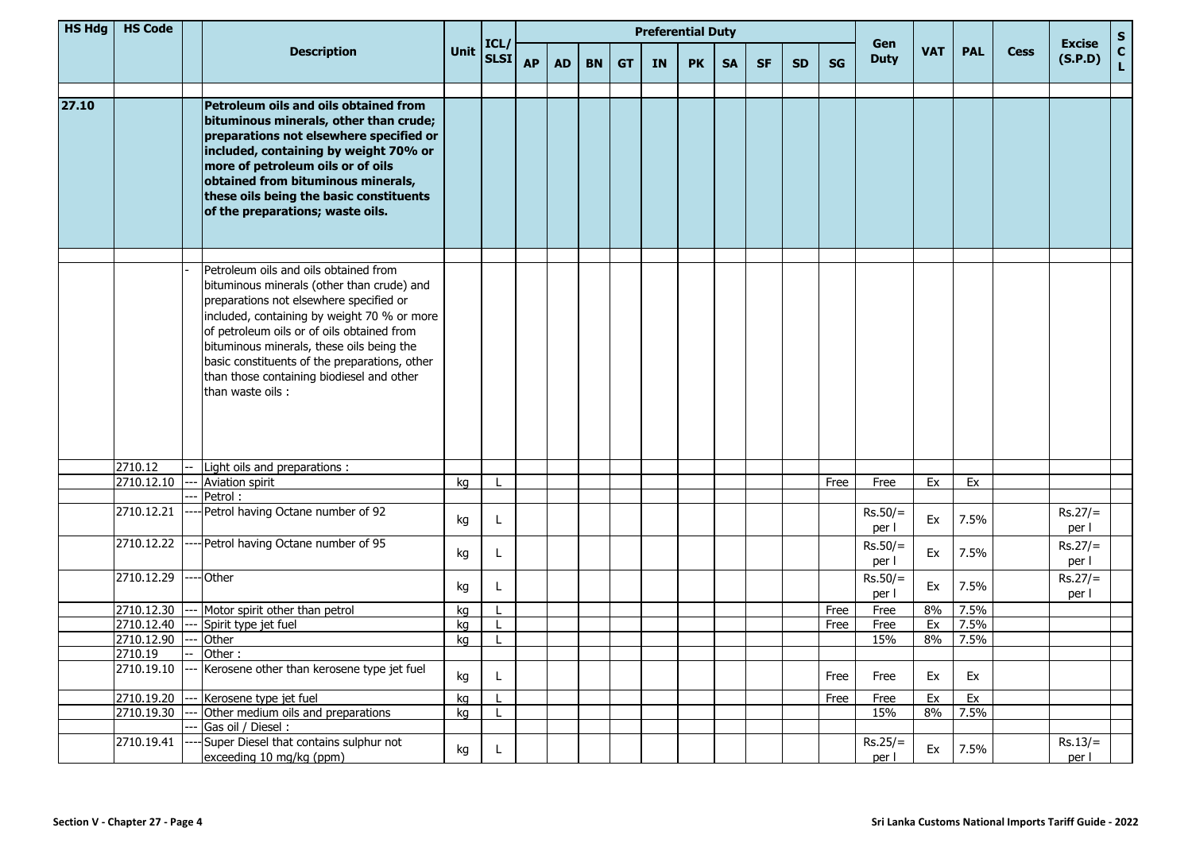| HS Hdg | HS Code | | Description | Unit | ICL/ SLSI | Preferential Duty | | | | | | | | | | Gen Duty | VAT | PAL | Cess | Excise (S.P.D) | S C L |
|---|---|---|---|---|---|---|---|---|---|---|---|---|---|---|---|---|---|---|---|---|---|
| | | | | | | AP | AD | BN | GT | IN | PK | SA | SF | SD | SG | | | | | | |
| 27.10 | | | **Petroleum oils and oils obtained from bituminous minerals, other than crude; preparations not elsewhere specified or included, containing by weight 70% or more of petroleum oils or of oils obtained from bituminous minerals, these oils being the basic constituents of the preparations; waste oils.** | | | | | | | | | | | | | | | | | | |
| | | - | Petroleum oils and oils obtained from bituminous minerals (other than crude) and preparations not elsewhere specified or included, containing by weight 70 % or more of petroleum oils or of oils obtained from bituminous minerals, these oils being the basic constituents of the preparations, other than those containing biodiesel and other than waste oils : | | | | | | | | | | | | | | | | | | |
| | 2710.12 | -- | Light oils and preparations : | | | | | | | | | | | | | | | | | | |
| | 2710.12.10 | --- | Aviation spirit | kg | L | | | | | | | | | | Free | Free | Ex | Ex | | | |
| | | --- | Petrol : | | | | | | | | | | | | | | | | | | |
| | 2710.12.21 | ---- | Petrol having Octane number of 92 | kg | L | | | | | | | | | | | Rs.50/= per l | Ex | 7.5% | | Rs.27/= per l | |
| | 2710.12.22 | ---- | Petrol having Octane number of 95 | kg | L | | | | | | | | | | | Rs.50/= per l | Ex | 7.5% | | Rs.27/= per l | |
| | 2710.12.29 | ---- | Other | kg | L | | | | | | | | | | | Rs.50/= per l | Ex | 7.5% | | Rs.27/= per l | |
| | 2710.12.30 | --- | Motor spirit other than petrol | kg | L | | | | | | | | | | Free | Free | 8% | 7.5% | | | |
| | 2710.12.40 | --- | Spirit type jet fuel | kg | L | | | | | | | | | | Free | Free | Ex | 7.5% | | | |
| | 2710.12.90 | --- | Other | kg | L | | | | | | | | | | | 15% | 8% | 7.5% | | | |
| | 2710.19 | -- | Other : | | | | | | | | | | | | | | | | | | |
| | 2710.19.10 | --- | Kerosene other than kerosene type jet fuel | kg | L | | | | | | | | | | Free | Free | Ex | Ex | | | |
| | 2710.19.20 | --- | Kerosene type jet fuel | kg | L | | | | | | | | | | Free | Free | Ex | Ex | | | |
| | 2710.19.30 | --- | Other medium oils and preparations | kg | L | | | | | | | | | | | 15% | 8% | 7.5% | | | |
| | | --- | Gas oil / Diesel : | | | | | | | | | | | | | | | | | | |
| | 2710.19.41 | ---- | Super Diesel that contains sulphur not exceeding 10 mg/kg (ppm) | kg | L | | | | | | | | | | | Rs.25/= per l | Ex | 7.5% | | Rs.13/= per l | |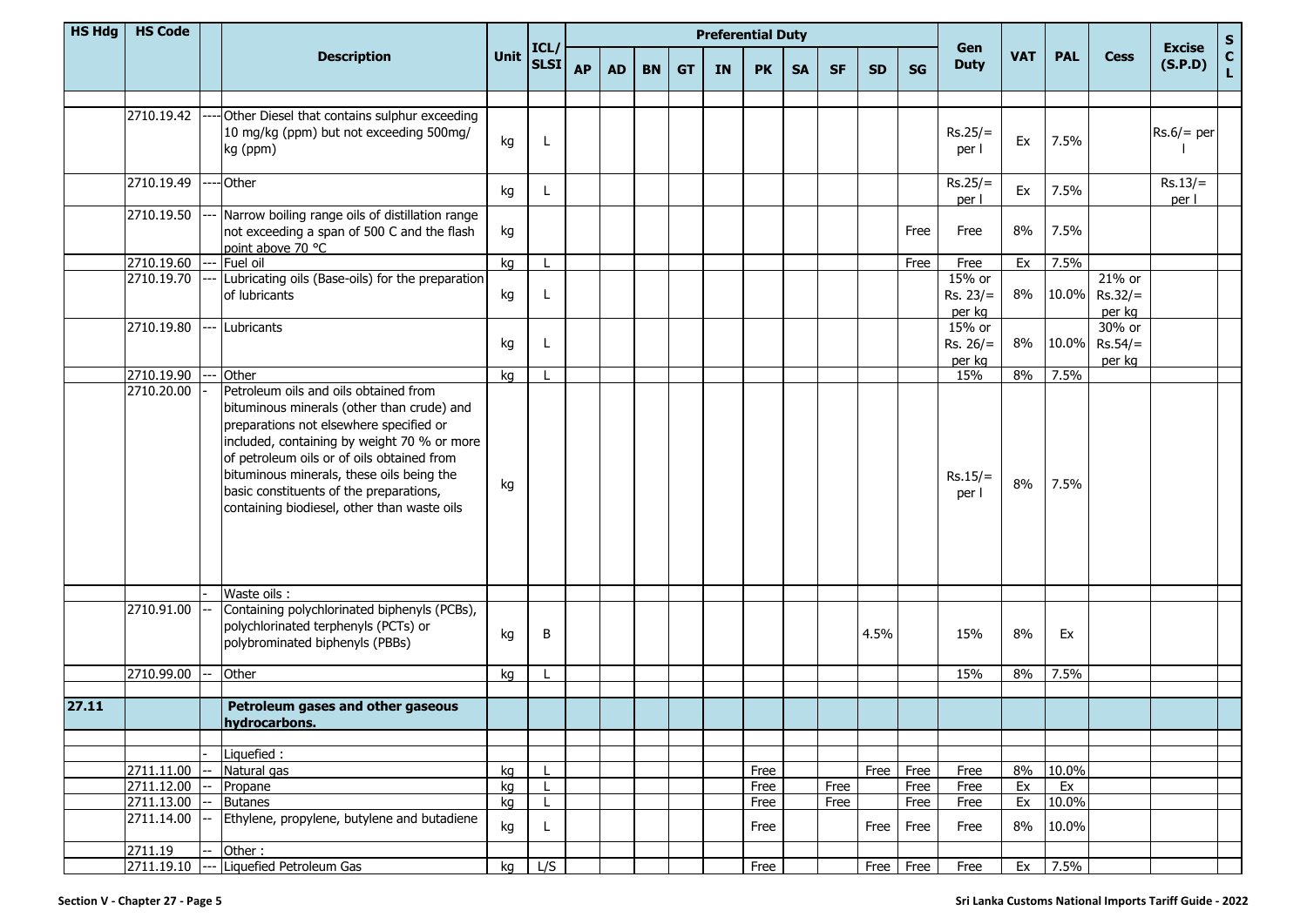| HS Hdg | HS Code | | Description | Unit | ICL/ SLSI | Preferential Duty | | | | | | | | | | Gen Duty | VAT | PAL | Cess | Excise (S.P.D) | S C L |
|---|---|---|---|---|---|---|---|---|---|---|---|---|---|---|---|---|---|---|---|---|---|
| | | | | | | AP | AD | BN | GT | IN | PK | SA | SF | SD | SG | | | | | | |
| | 2710.19.42 | ---- | Other Diesel that contains sulphur exceeding 10 mg/kg (ppm) but not exceeding 500mg/ kg (ppm) | kg | L | | | | | | | | | | | Rs.25/= per l | Ex | 7.5% | | Rs.6/= per l | |
| | 2710.19.49 | ---- | Other | kg | L | | | | | | | | | | | Rs.25/= per l | Ex | 7.5% | | Rs.13/= per l | |
| | 2710.19.50 | --- | Narrow boiling range oils of distillation range not exceeding a span of 500 C and the flash point above 70 °C | kg | | | | | | | | | | | Free | Free | 8% | 7.5% | | | |
| | 2710.19.60 | --- | Fuel oil | kg | L | | | | | | | | | | Free | Free | Ex | 7.5% | | | |
| | 2710.19.70 | --- | Lubricating oils (Base-oils) for the preparation of lubricants | kg | L | | | | | | | | | | | 15% or Rs. 23/= per kg | 8% | 10.0% | 21% or Rs.32/= per kg | | |
| | 2710.19.80 | --- | Lubricants | kg | L | | | | | | | | | | | 15% or Rs. 26/= per kg | 8% | 10.0% | 30% or Rs.54/= per kg | | |
| | 2710.19.90 | --- | Other | kg | L | | | | | | | | | | | 15% | 8% | 7.5% | | | |
| | 2710.20.00 | - | Petroleum oils and oils obtained from bituminous minerals (other than crude) and preparations not elsewhere specified or included, containing by weight 70 % or more of petroleum oils or of oils obtained from bituminous minerals, these oils being the basic constituents of the preparations, containing biodiesel, other than waste oils | kg | | | | | | | | | | | | Rs.15/= per l | 8% | 7.5% | | | |
| | | - | Waste oils : | | | | | | | | | | | | | | | | | | |
| | 2710.91.00 | -- | Containing polychlorinated biphenyls (PCBs), polychlorinated terphenyls (PCTs) or polybrominated biphenyls (PBBs) | kg | B | | | | | | | | | 4.5% | | 15% | 8% | Ex | | | |
| | 2710.99.00 | -- | Other | kg | L | | | | | | | | | | | 15% | 8% | 7.5% | | | |
| **27.11** | | | **Petroleum gases and other gaseous hydrocarbons.** | | | | | | | | | | | | | | | | | | |
| | | - | Liquefied : | | | | | | | | | | | | | | | | | | |
| | 2711.11.00 | -- | Natural gas | kg | L | | | | | | Free | | | Free | Free | Free | 8% | 10.0% | | | |
| | 2711.12.00 | -- | Propane | kg | L | | | | | | Free | | Free | | Free | Free | Ex | Ex | | | |
| | 2711.13.00 | -- | Butanes | kg | L | | | | | | Free | | Free | | Free | Free | Ex | 10.0% | | | |
| | 2711.14.00 | -- | Ethylene, propylene, butylene and butadiene | kg | L | | | | | | Free | | | Free | Free | Free | 8% | 10.0% | | | |
| | 2711.19 | -- | Other : | | | | | | | | | | | | | | | | | | |
| | 2711.19.10 | --- | Liquefied Petroleum Gas | kg | L/S | | | | | | Free | | | Free | Free | Free | Ex | 7.5% | | | |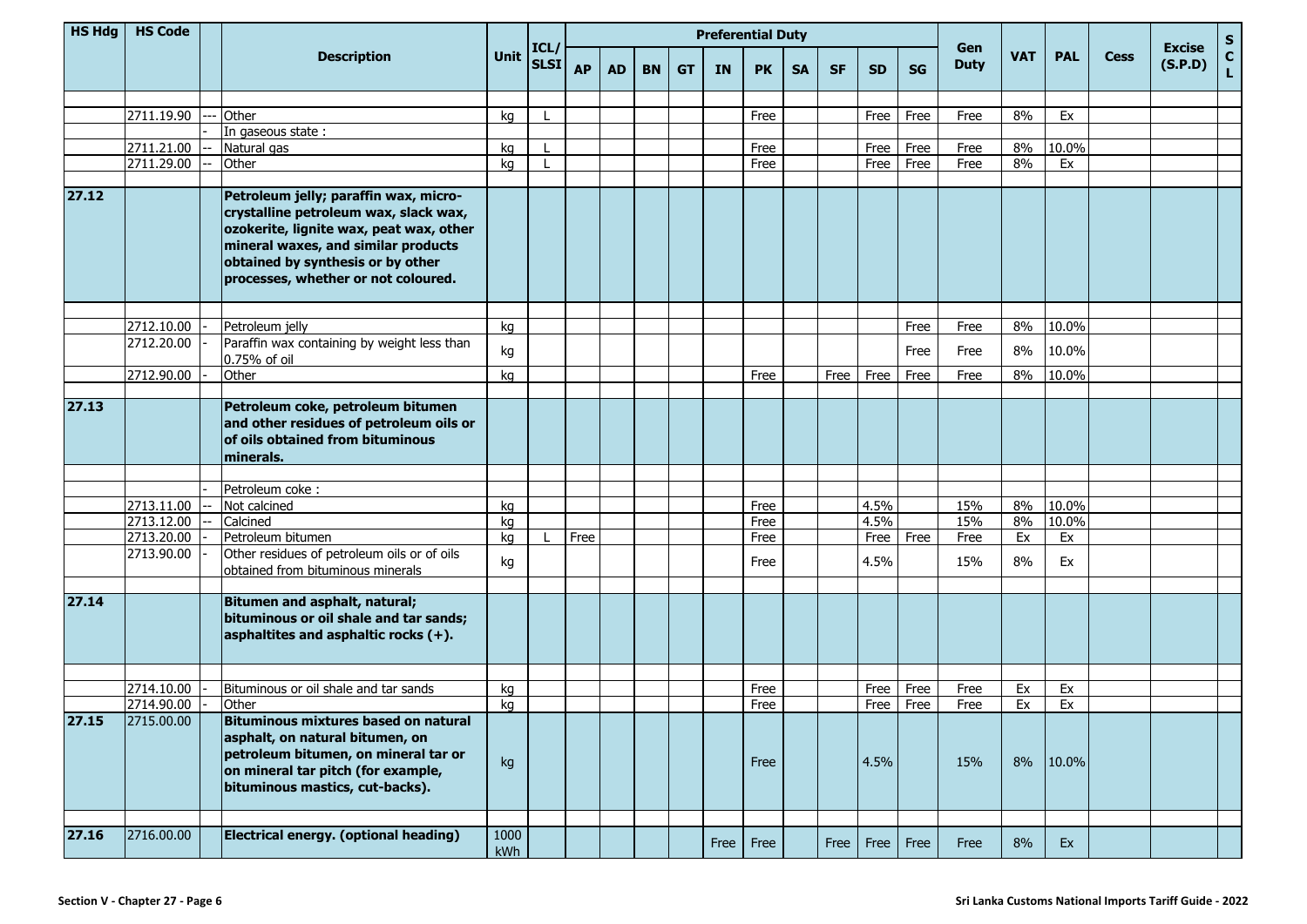| HS Hdg | HS Code | | Description | Unit | ICL/ SLSI | Preferential Duty | | | | | | | | | | Gen Duty | VAT | PAL | Cess | Excise (S.P.D) | S C L |
|---|---|---|---|---|---|---|---|---|---|---|---|---|---|---|---|---|---|---|---|---|---|
| | | | | | | AP | AD | BN | GT | IN | PK | SA | SF | SD | SG | | | | | | |
| | | | | | | | | | | | | | | | | | | | | | |
| | 2711.19.90 | --- | Other | kg | L | | | | | | Free | | | Free | Free | Free | 8% | Ex | | | |
| | | - | In gaseous state : | | | | | | | | | | | | | | | | | | |
| | 2711.21.00 | -- | Natural gas | kg | L | | | | | | Free | | | Free | Free | Free | 8% | 10.0% | | | |
| | 2711.29.00 | -- | Other | kg | L | | | | | | Free | | | Free | Free | Free | 8% | Ex | | | |
| | | | | | | | | | | | | | | | | | | | | | |
| **27.12** | | | **Petroleum jelly; paraffin wax, micro-crystalline petroleum wax, slack wax, ozokerite, lignite wax, peat wax, other mineral waxes, and similar products obtained by synthesis or by other processes, whether or not coloured.** | | | | | | | | | | | | | | | | | | |
| | | | | | | | | | | | | | | | | | | | | | |
| | 2712.10.00 | - | Petroleum jelly | kg | | | | | | | | | | | Free | Free | 8% | 10.0% | | | |
| | 2712.20.00 | - | Paraffin wax containing by weight less than 0.75% of oil | kg | | | | | | | | | | | Free | Free | 8% | 10.0% | | | |
| | 2712.90.00 | - | Other | kg | | | | | | | Free | | Free | Free | Free | Free | 8% | 10.0% | | | |
| | | | | | | | | | | | | | | | | | | | | | |
| **27.13** | | | **Petroleum coke, petroleum bitumen and other residues of petroleum oils or of oils obtained from bituminous minerals.** | | | | | | | | | | | | | | | | | | |
| | | | | | | | | | | | | | | | | | | | | | |
| | | - | Petroleum coke : | | | | | | | | | | | | | | | | | | |
| | 2713.11.00 | -- | Not calcined | kg | | | | | | | Free | | | 4.5% | | 15% | 8% | 10.0% | | | |
| | 2713.12.00 | -- | Calcined | kg | | | | | | | Free | | | 4.5% | | 15% | 8% | 10.0% | | | |
| | 2713.20.00 | - | Petroleum bitumen | kg | L | Free | | | | | Free | | | Free | Free | Free | Ex | Ex | | | |
| | 2713.90.00 | - | Other residues of petroleum oils or of oils obtained from bituminous minerals | kg | | | | | | | Free | | | 4.5% | | 15% | 8% | Ex | | | |
| | | | | | | | | | | | | | | | | | | | | | |
| **27.14** | | | **Bitumen and asphalt, natural; bituminous or oil shale and tar sands; asphaltites and asphaltic rocks (+).** | | | | | | | | | | | | | | | | | | |
| | | | | | | | | | | | | | | | | | | | | | |
| | 2714.10.00 | - | Bituminous or oil shale and tar sands | kg | | | | | | | Free | | | Free | Free | Free | Ex | Ex | | | |
| | 2714.90.00 | - | Other | kg | | | | | | | Free | | | Free | Free | Free | Ex | Ex | | | |
| **27.15** | 2715.00.00 | | **Bituminous mixtures based on natural asphalt, on natural bitumen, on petroleum bitumen, on mineral tar or on mineral tar pitch (for example, bituminous mastics, cut-backs).** | kg | | | | | | | Free | | | 4.5% | | 15% | 8% | 10.0% | | | |
| | | | | | | | | | | | | | | | | | | | | | |
| **27.16** | 2716.00.00 | | **Electrical energy. (optional heading)** | 1000 kWh | | | | | | Free | Free | | Free | Free | Free | Free | 8% | Ex | | | |